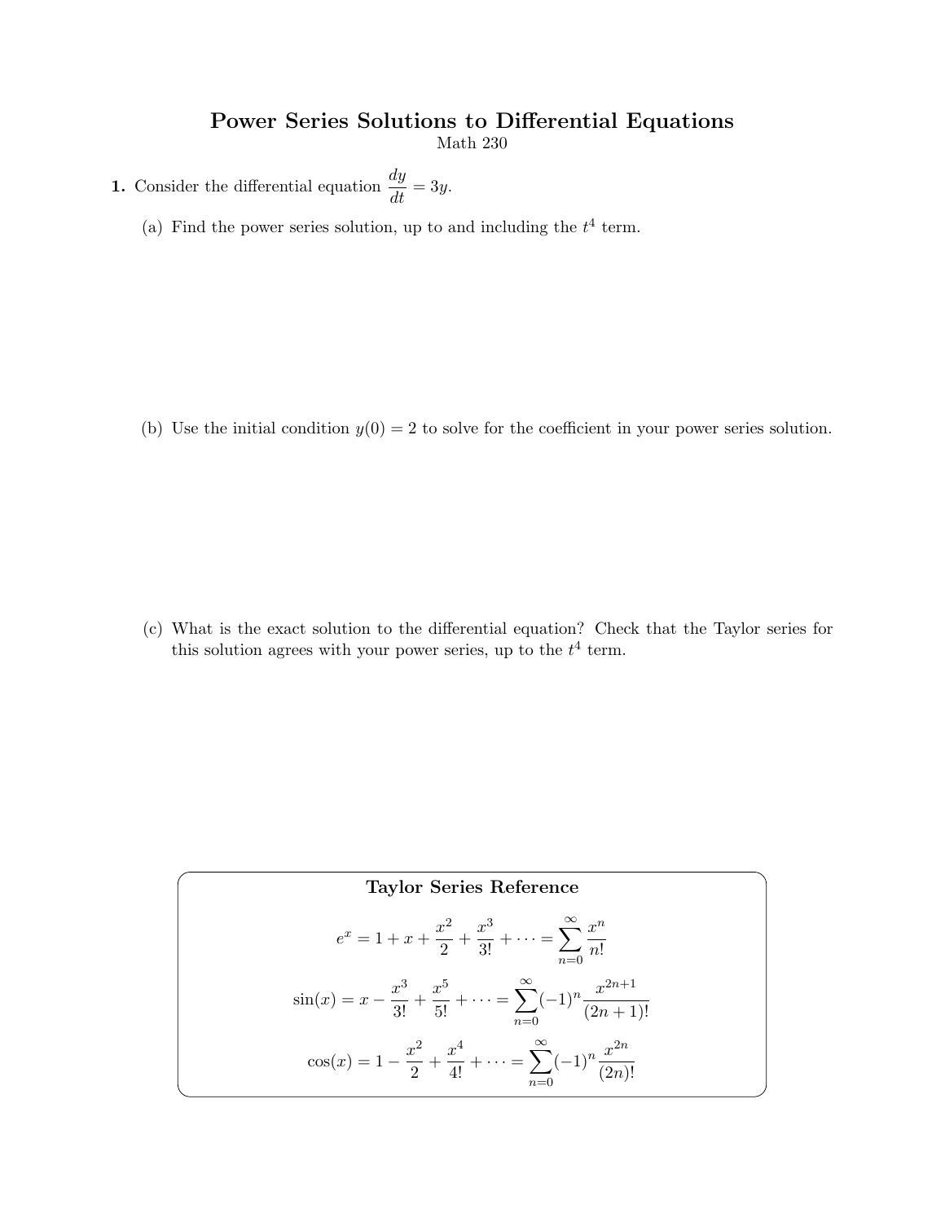# Power Series Solutions to Differential Equations

Math 230

**1.** Consider the differential equation $\dfrac{dy}{dt} = 3y$.

(a) Find the power series solution, up to and including the $t^4$ term.

(b) Use the initial condition $y(0) = 2$ to solve for the coefficient in your power series solution.

(c) What is the exact solution to the differential equation? Check that the Taylor series for this solution agrees with your power series, up to the $t^4$ term.

**Taylor Series Reference**

$$e^x = 1 + x + \frac{x^2}{2} + \frac{x^3}{3!} + \cdots = \sum_{n=0}^{\infty} \frac{x^n}{n!}$$

$$\sin(x) = x - \frac{x^3}{3!} + \frac{x^5}{5!} + \cdots = \sum_{n=0}^{\infty} (-1)^n \frac{x^{2n+1}}{(2n+1)!}$$

$$\cos(x) = 1 - \frac{x^2}{2} + \frac{x^4}{4!} + \cdots = \sum_{n=0}^{\infty} (-1)^n \frac{x^{2n}}{(2n)!}$$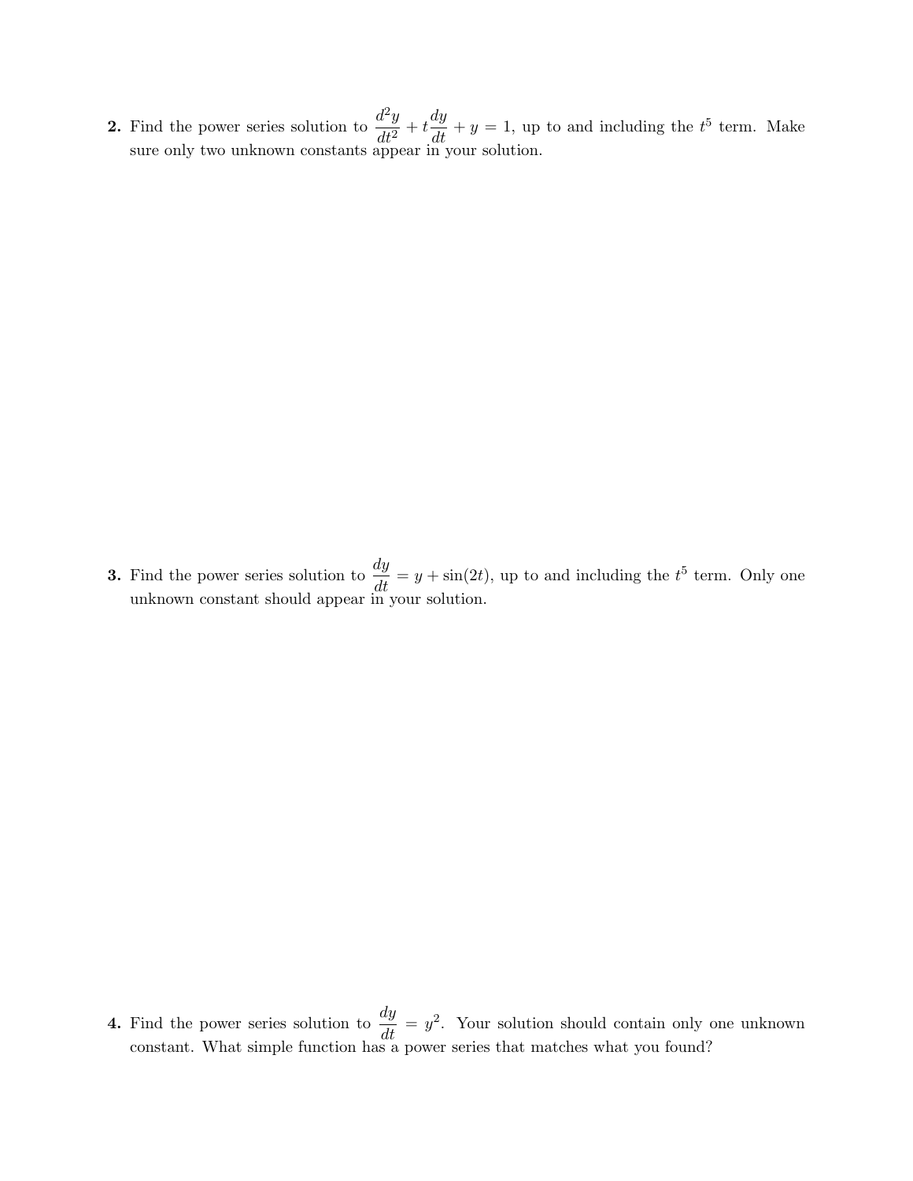**2.** Find the power series solution to $\dfrac{d^2y}{dt^2} + t\dfrac{dy}{dt} + y = 1$, up to and including the $t^5$ term. Make sure only two unknown constants appear in your solution.

**3.** Find the power series solution to $\dfrac{dy}{dt} = y + \sin(2t)$, up to and including the $t^5$ term. Only one unknown constant should appear in your solution.

**4.** Find the power series solution to $\dfrac{dy}{dt} = y^2$. Your solution should contain only one unknown constant. What simple function has a power series that matches what you found?